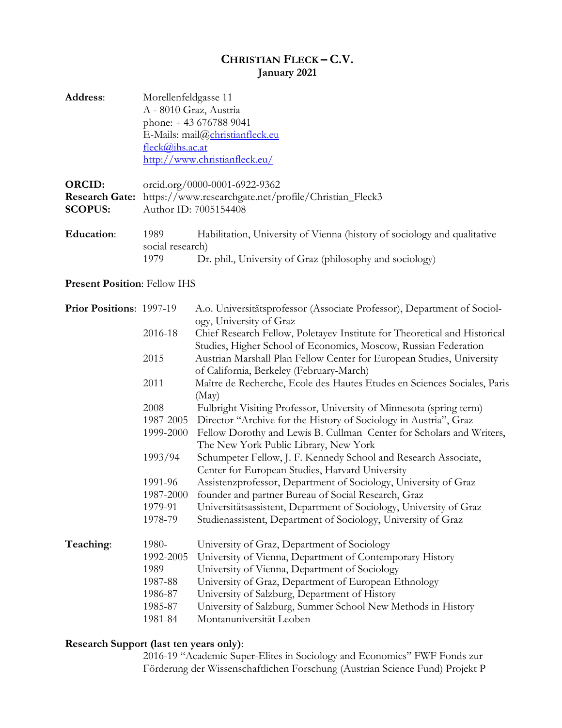# CHRISTIAN FLECK – C.V.
**January 2021**

**Address**: Morellenfeldgasse 11
A - 8010 Graz, Austria
phone: + 43 676788 9041
E-Mails: mail@christianfleck.eu
fleck@ihs.ac.at
http://www.christianfleck.eu/

**ORCID:** orcid.org/0000-0001-6922-9362
**Research Gate:** https://www.researchgate.net/profile/Christian_Fleck3
**SCOPUS:** Author ID: 7005154408

**Education**:

| | |
|---|---|
| 1989 | Habilitation, University of Vienna (history of sociology and qualitative social research) |
| 1979 | Dr. phil., University of Graz (philosophy and sociology) |

**Present Position**: Fellow IHS

**Prior Positions**:

| | |
|---|---|
| 1997-19 | A.o. Universitätsprofessor (Associate Professor), Department of Sociology, University of Graz |
| 2016-18 | Chief Research Fellow, Poletayev Institute for Theoretical and Historical Studies, Higher School of Economics, Moscow, Russian Federation |
| 2015 | Austrian Marshall Plan Fellow Center for European Studies, University of California, Berkeley (February-March) |
| 2011 | Maître de Recherche, Ecole des Hautes Etudes en Sciences Sociales, Paris (May) |
| 2008 | Fulbright Visiting Professor, University of Minnesota (spring term) |
| 1987-2005 | Director "Archive for the History of Sociology in Austria", Graz |
| 1999-2000 | Fellow Dorothy and Lewis B. Cullman Center for Scholars and Writers, The New York Public Library, New York |
| 1993/94 | Schumpeter Fellow, J. F. Kennedy School and Research Associate, Center for European Studies, Harvard University |
| 1991-96 | Assistenzprofessor, Department of Sociology, University of Graz |
| 1987-2000 | founder and partner Bureau of Social Research, Graz |
| 1979-91 | Universitätsassistent, Department of Sociology, University of Graz |
| 1978-79 | Studienassistent, Department of Sociology, University of Graz |

**Teaching**:

| | |
|---|---|
| 1980- | University of Graz, Department of Sociology |
| 1992-2005 | University of Vienna, Department of Contemporary History |
| 1989 | University of Vienna, Department of Sociology |
| 1987-88 | University of Graz, Department of European Ethnology |
| 1986-87 | University of Salzburg, Department of History |
| 1985-87 | University of Salzburg, Summer School New Methods in History |
| 1981-84 | Montanuniversität Leoben |

**Research Support (last ten years only)**:

2016-19 "Academic Super-Elites in Sociology and Economics" FWF Fonds zur Förderung der Wissenschaftlichen Forschung (Austrian Science Fund) Projekt P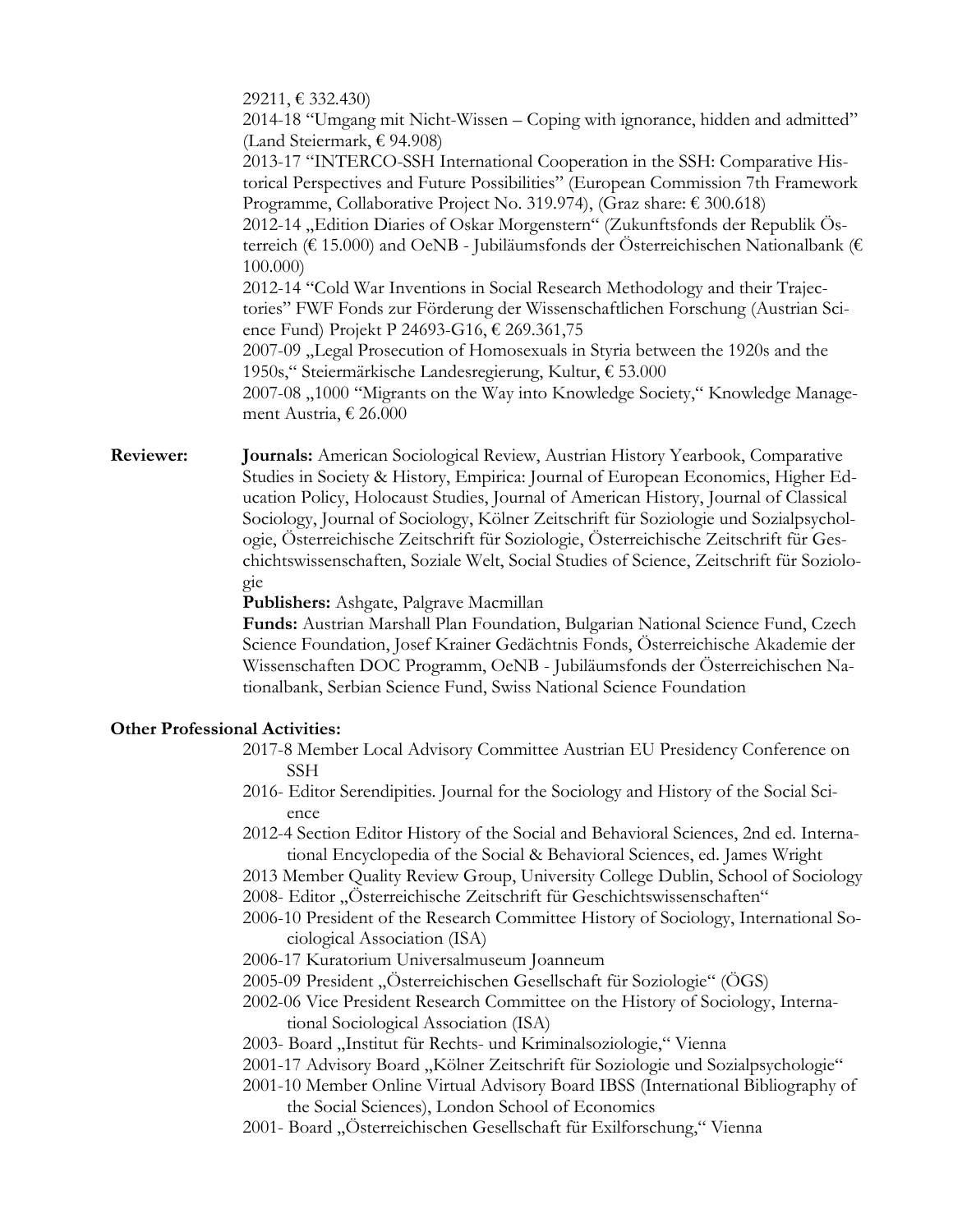29211, € 332.430)
2014-18 "Umgang mit Nicht-Wissen – Coping with ignorance, hidden and admitted" (Land Steiermark, € 94.908)
2013-17 "INTERCO-SSH International Cooperation in the SSH: Comparative Historical Perspectives and Future Possibilities" (European Commission 7th Framework Programme, Collaborative Project No. 319.974), (Graz share: € 300.618)
2012-14 „Edition Diaries of Oskar Morgenstern" (Zukunftsfonds der Republik Österreich (€ 15.000) and OeNB - Jubiläumsfonds der Österreichischen Nationalbank (€ 100.000)
2012-14 "Cold War Inventions in Social Research Methodology and their Trajectories" FWF Fonds zur Förderung der Wissenschaftlichen Forschung (Austrian Science Fund) Projekt P 24693-G16, € 269.361,75
2007-09 „Legal Prosecution of Homosexuals in Styria between the 1920s and the 1950s," Steiermärkische Landesregierung, Kultur, € 53.000
2007-08 „1000 "Migrants on the Way into Knowledge Society," Knowledge Management Austria, € 26.000

**Reviewer:** **Journals:** American Sociological Review, Austrian History Yearbook, Comparative Studies in Society & History, Empirica: Journal of European Economics, Higher Education Policy, Holocaust Studies, Journal of American History, Journal of Classical Sociology, Journal of Sociology, Kölner Zeitschrift für Soziologie und Sozialpsychologie, Österreichische Zeitschrift für Soziologie, Österreichische Zeitschrift für Geschichtswissenschaften, Soziale Welt, Social Studies of Science, Zeitschrift für Soziologie
**Publishers:** Ashgate, Palgrave Macmillan
**Funds:** Austrian Marshall Plan Foundation, Bulgarian National Science Fund, Czech Science Foundation, Josef Krainer Gedächtnis Fonds, Österreichische Akademie der Wissenschaften DOC Programm, OeNB - Jubiläumsfonds der Österreichischen Nationalbank, Serbian Science Fund, Swiss National Science Foundation

**Other Professional Activities:**

2017-8 Member Local Advisory Committee Austrian EU Presidency Conference on SSH
2016- Editor Serendipities. Journal for the Sociology and History of the Social Science
2012-4 Section Editor History of the Social and Behavioral Sciences, 2nd ed. International Encyclopedia of the Social & Behavioral Sciences, ed. James Wright
2013 Member Quality Review Group, University College Dublin, School of Sociology
2008- Editor „Österreichische Zeitschrift für Geschichtswissenschaften"
2006-10 President of the Research Committee History of Sociology, International Sociological Association (ISA)
2006-17 Kuratorium Universalmuseum Joanneum
2005-09 President „Österreichischen Gesellschaft für Soziologie" (ÖGS)
2002-06 Vice President Research Committee on the History of Sociology, International Sociological Association (ISA)
2003- Board „Institut für Rechts- und Kriminalsoziologie," Vienna
2001-17 Advisory Board „Kölner Zeitschrift für Soziologie und Sozialpsychologie"
2001-10 Member Online Virtual Advisory Board IBSS (International Bibliography of the Social Sciences), London School of Economics
2001- Board „Österreichischen Gesellschaft für Exilforschung," Vienna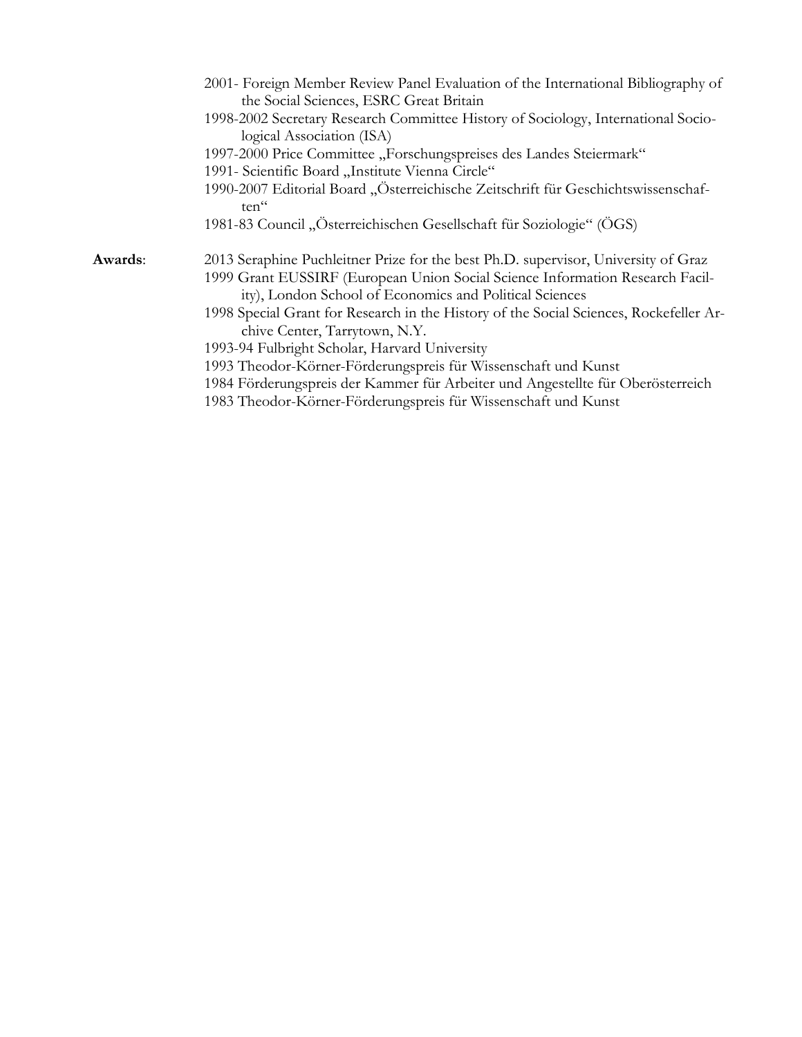2001- Foreign Member Review Panel Evaluation of the International Bibliography of the Social Sciences, ESRC Great Britain
1998-2002 Secretary Research Committee History of Sociology, International Sociological Association (ISA)
1997-2000 Price Committee „Forschungspreises des Landes Steiermark“
1991- Scientific Board „Institute Vienna Circle“
1990-2007 Editorial Board „Österreichische Zeitschrift für Geschichtswissenschaften“
1981-83 Council „Österreichischen Gesellschaft für Soziologie“ (ÖGS)

**Awards**:

2013 Seraphine Puchleitner Prize for the best Ph.D. supervisor, University of Graz
1999 Grant EUSSIRF (European Union Social Science Information Research Facility), London School of Economics and Political Sciences
1998 Special Grant for Research in the History of the Social Sciences, Rockefeller Archive Center, Tarrytown, N.Y.
1993-94 Fulbright Scholar, Harvard University
1993 Theodor-Körner-Förderungspreis für Wissenschaft und Kunst
1984 Förderungspreis der Kammer für Arbeiter und Angestellte für Oberösterreich
1983 Theodor-Körner-Förderungspreis für Wissenschaft und Kunst